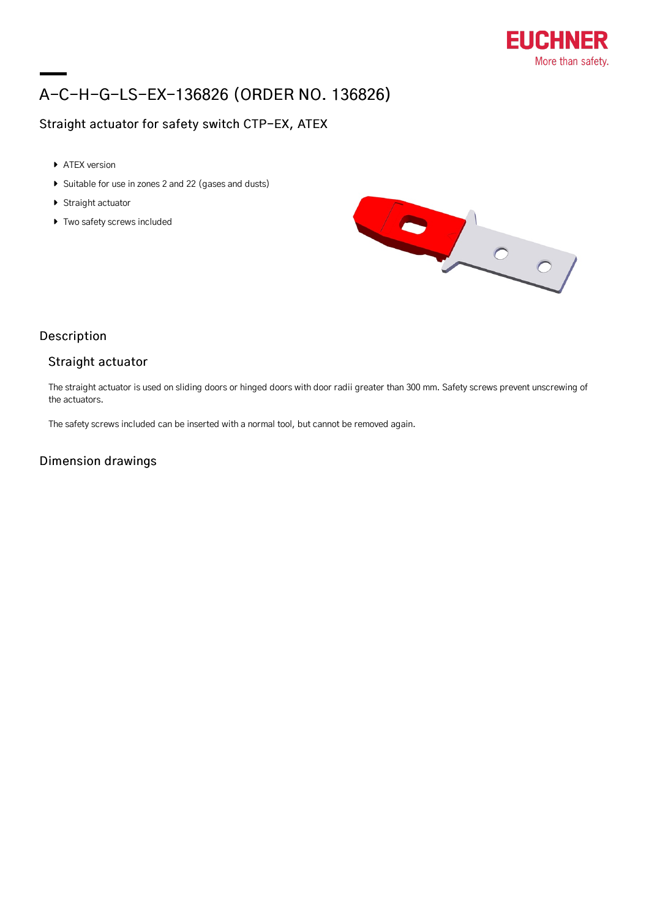# A-C-H-G-LS-EX-136826 (ORDER NO. 136826)

## Straight actuator for safety switch CTP-EX, ATEX

- ATEX version
- Suitable for use in zones 2 and 22 (gases and dusts)
- Straight actuator
- Two safety screws included

## Description

### Straight actuator

The straight actuator is used on sliding doors or hinged doors with door radii greater than 300 mm. Safety screws prevent unscrewing of the actuators.

The safety screws included can be inserted with a normal tool, but cannot be removed again.

## Dimension drawings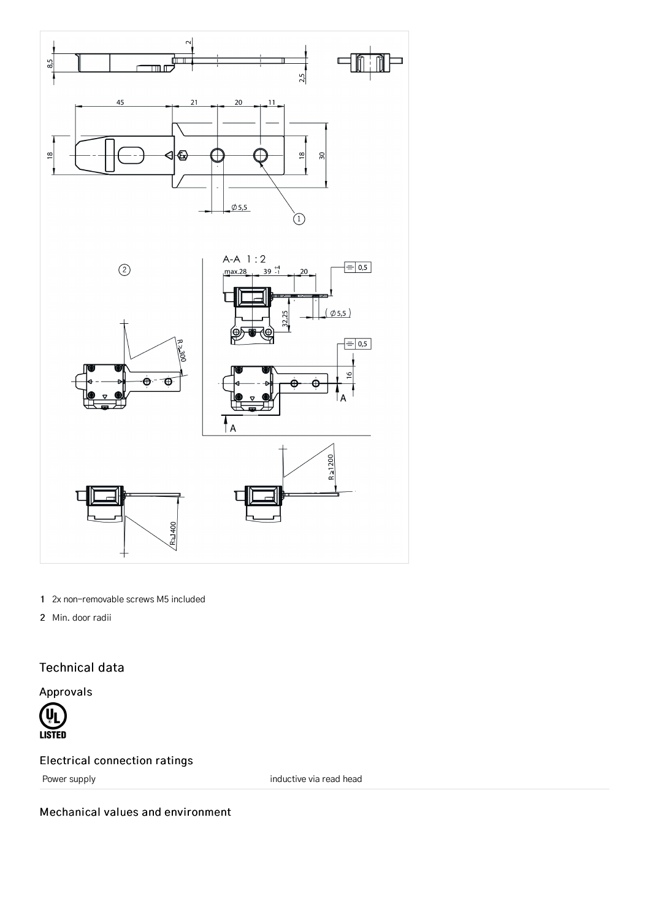1 2x non-removable screws M5 included

2 Min. door radii

## Technical data

### Approvals

### Electrical connection ratings

| Power supply | inductive via read head |
| --- | --- |

### Mechanical values and environment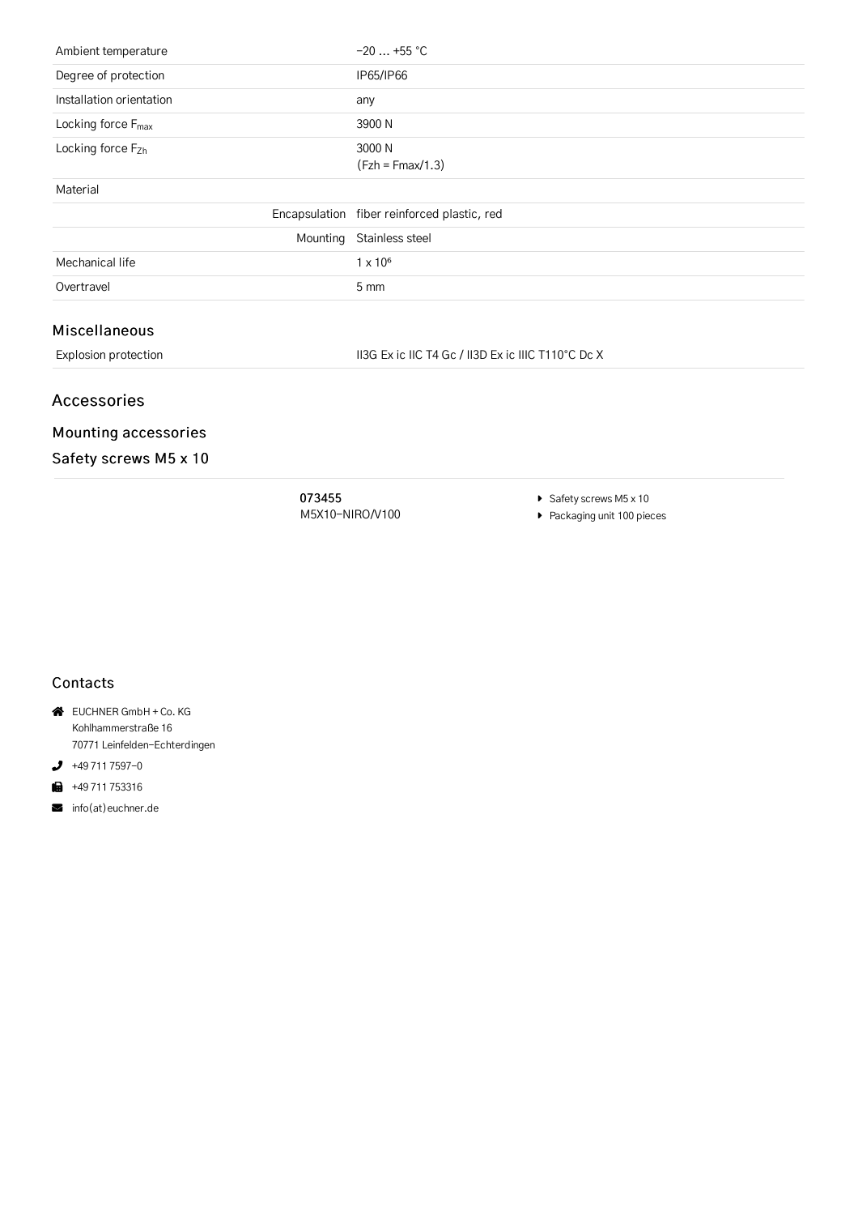| | |
|---|---|
| Ambient temperature | −20 ... +55 °C |
| Degree of protection | IP65/IP66 |
| Installation orientation | any |
| Locking force $F_{max}$ | 3900 N |
| Locking force $F_{Zh}$ | 3000 N (Fzh = Fmax/1.3) |
| Material | |
| Encapsulation | fiber reinforced plastic, red |
| Mounting | Stainless steel |
| Mechanical life | $1 \times 10^6$ |
| Overtravel | 5 mm |

### Miscellaneous

| | |
|---|---|
| Explosion protection | II3G Ex ic IIC T4 Gc / II3D Ex ic IIIC T110°C Dc X |

## Accessories

### Mounting accessories

### Safety screws M5 x 10

**073455**
M5X10-NIRO/V100

- Safety screws M5 x 10
- Packaging unit 100 pieces

## Contacts

EUCHNER GmbH + Co. KG
Kohlhammerstraße 16
70771 Leinfelden-Echterdingen

+49 711 7597-0

+49 711 753316

info(at)euchner.de